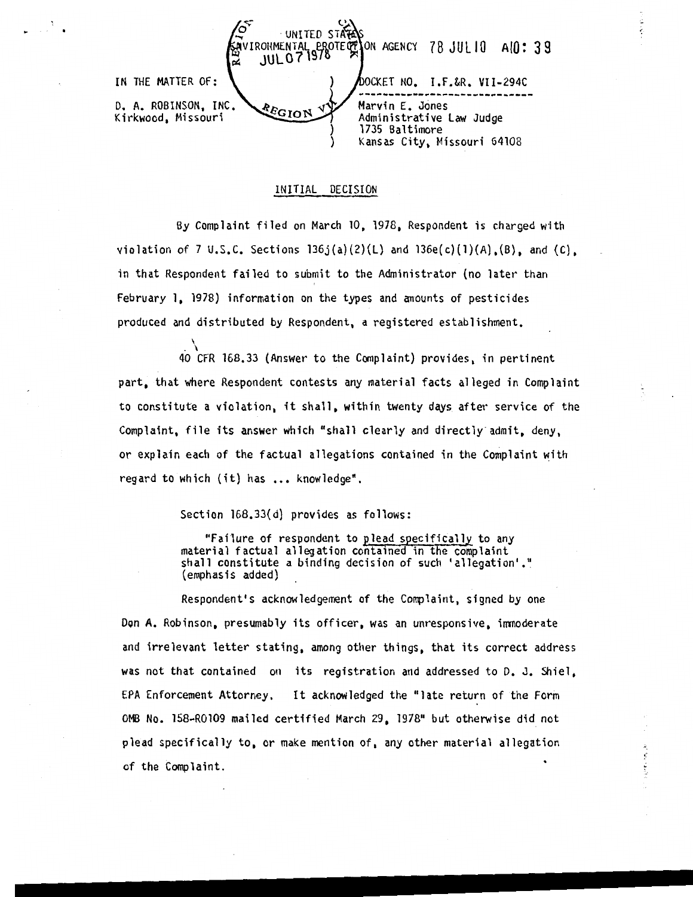UNITED STATES ENVIRONMENTAL PROTECTION AGENCY 78 JUL 10 A10: 39

REGIONAL HEARING CLERK JUL 07 1978 REGION VII

IN THE MATTER OF:

D. A. ROBINSON, INC.
Kirkwood, Missouri

DOCKET NO. I.F.&R. VII-294C

Marvin E. Jones
Administrative Law Judge
1735 Baltimore
Kansas City, Missouri 64108

## INITIAL DECISION

By Complaint filed on March 10, 1978, Respondent is charged with violation of 7 U.S.C. Sections 136j(a)(2)(L) and 136e(c)(1)(A),(B), and (C), in that Respondent failed to submit to the Administrator (no later than February 1, 1978) information on the types and amounts of pesticides produced and distributed by Respondent, a registered establishment.

40 CFR 168.33 (Answer to the Complaint) provides, in pertinent part, that where Respondent contests any material facts alleged in Complaint to constitute a violation, it shall, within twenty days after service of the Complaint, file its answer which "shall clearly and directly admit, deny, or explain each of the factual allegations contained in the Complaint with regard to which (it) has ... knowledge".

Section 168.33(d) provides as follows:

> "Failure of respondent to plead specifically to any material factual allegation contained in the complaint shall constitute a binding decision of such 'allegation'." (emphasis added)

Respondent's acknowledgement of the Complaint, signed by one Don A. Robinson, presumably its officer, was an unresponsive, immoderate and irrelevant letter stating, among other things, that its correct address was not that contained on its registration and addressed to D. J. Shiel, EPA Enforcement Attorney. It acknowledged the "late return of the Form OMB No. 158-R0109 mailed certified March 29, 1978" but otherwise did not plead specifically to, or make mention of, any other material allegation of the Complaint.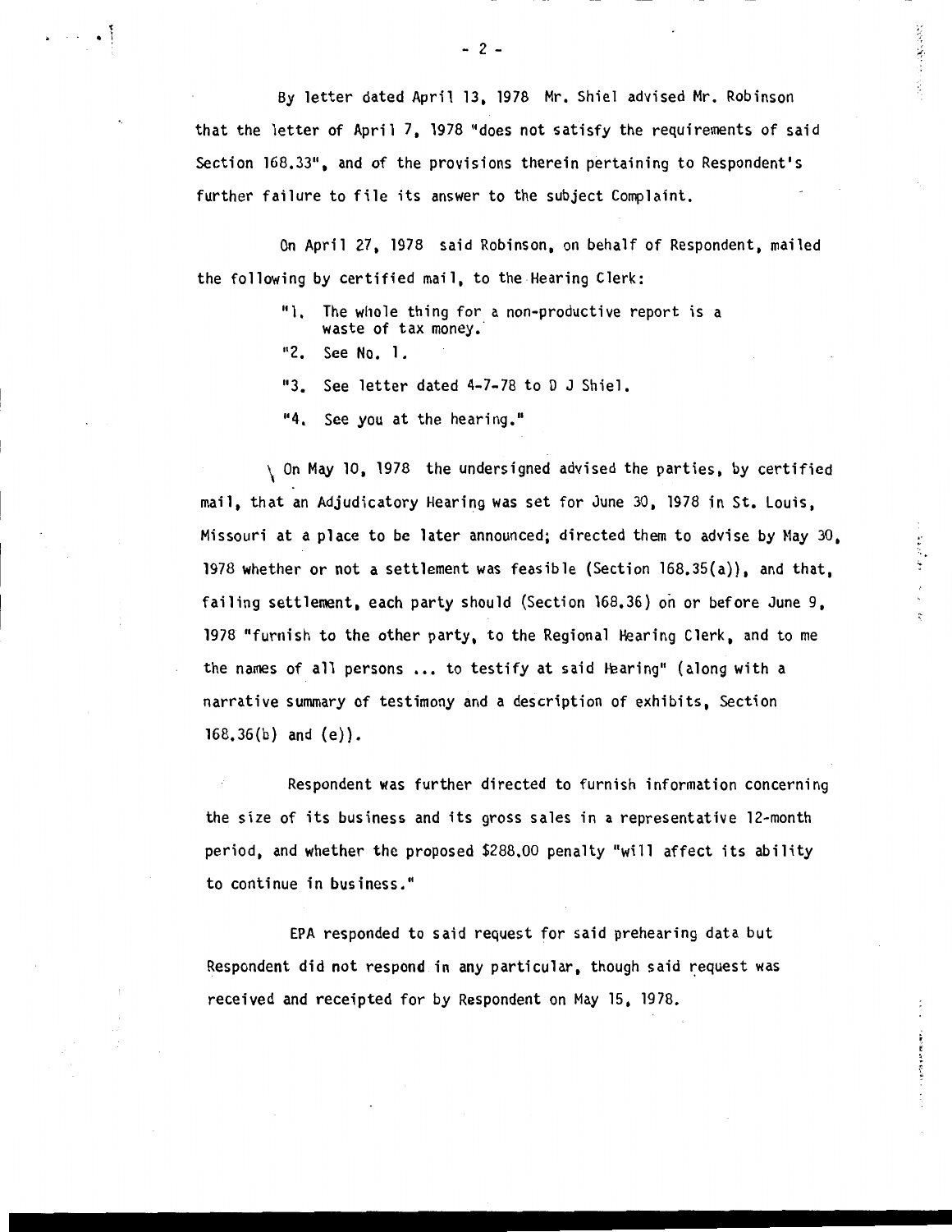By letter dated April 13, 1978 Mr. Shiel advised Mr. Robinson that the letter of April 7, 1978 "does not satisfy the requirements of said Section 168.33", and of the provisions therein pertaining to Respondent's further failure to file its answer to the subject Complaint.

On April 27, 1978 said Robinson, on behalf of Respondent, mailed the following by certified mail, to the Hearing Clerk:

> "1. The whole thing for a non-productive report is a waste of tax money.
>
> "2. See No. 1.
>
> "3. See letter dated 4-7-78 to D J Shiel.
>
> "4. See you at the hearing."

On May 10, 1978 the undersigned advised the parties, by certified mail, that an Adjudicatory Hearing was set for June 30, 1978 in St. Louis, Missouri at a place to be later announced; directed them to advise by May 30, 1978 whether or not a settlement was feasible (Section 168.35(a)), and that, failing settlement, each party should (Section 168.36) on or before June 9, 1978 "furnish to the other party, to the Regional Hearing Clerk, and to me the names of all persons ... to testify at said Hearing" (along with a narrative summary of testimony and a description of exhibits, Section 168.36(b) and (e)).

Respondent was further directed to furnish information concerning the size of its business and its gross sales in a representative 12-month period, and whether the proposed $288.00 penalty "will affect its ability to continue in business."

EPA responded to said request for said prehearing data but Respondent did not respond in any particular, though said request was received and receipted for by Respondent on May 15, 1978.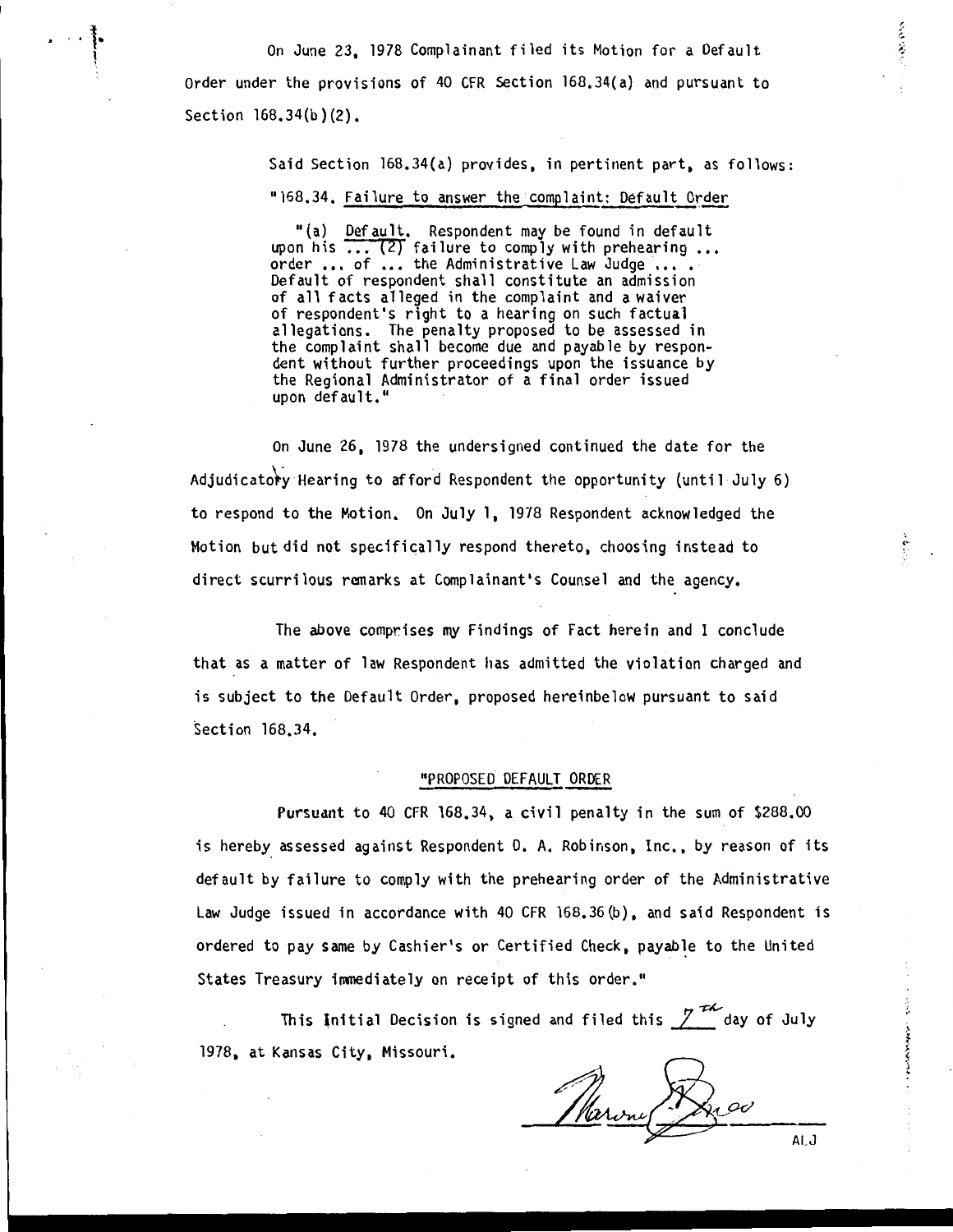On June 23, 1978 Complainant filed its Motion for a Default Order under the provisions of 40 CFR Section 168.34(a) and pursuant to Section 168.34(b)(2).

Said Section 168.34(a) provides, in pertinent part, as follows:

"168.34. Failure to answer the complaint: Default Order

> "(a) Default. Respondent may be found in default upon his ... (2) failure to comply with prehearing ... order ... of ... the Administrative Law Judge ... . Default of respondent shall constitute an admission of all facts alleged in the complaint and a waiver of respondent's right to a hearing on such factual allegations. The penalty proposed to be assessed in the complaint shall become due and payable by respondent without further proceedings upon the issuance by the Regional Administrator of a final order issued upon default."

On June 26, 1978 the undersigned continued the date for the Adjudicatory Hearing to afford Respondent the opportunity (until July 6) to respond to the Motion. On July 1, 1978 Respondent acknowledged the Motion but did not specifically respond thereto, choosing instead to direct scurrilous remarks at Complainant's Counsel and the agency.

The above comprises my Findings of Fact herein and I conclude that as a matter of law Respondent has admitted the violation charged and is subject to the Default Order, proposed hereinbelow pursuant to said Section 168.34.

"PROPOSED DEFAULT ORDER

Pursuant to 40 CFR 168.34, a civil penalty in the sum of $288.00 is hereby assessed against Respondent D. A. Robinson, Inc., by reason of its default by failure to comply with the prehearing order of the Administrative Law Judge issued in accordance with 40 CFR 168.36(b), and said Respondent is ordered to pay same by Cashier's or Certified Check, payable to the United States Treasury immediately on receipt of this order."

This Initial Decision is signed and filed this 7th day of July 1978, at Kansas City, Missouri.

ALJ